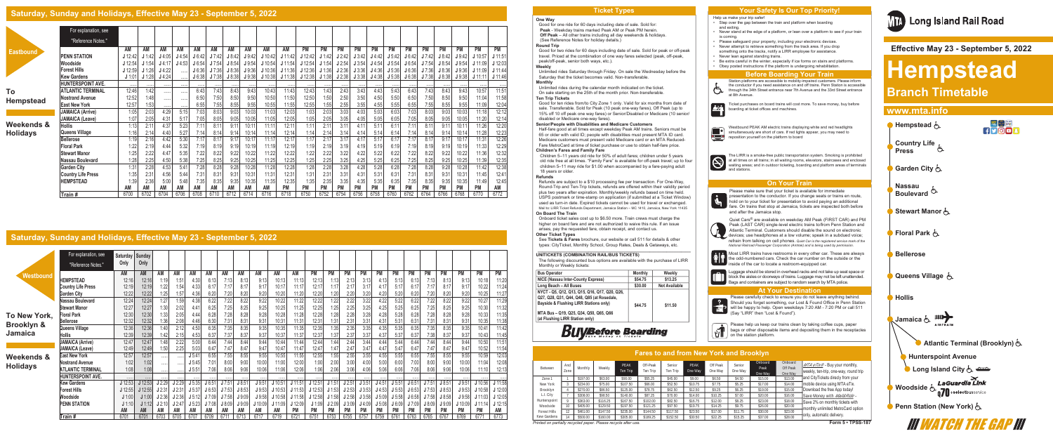# Saturday, Sunday and Holidays, Effective May 23 - September 5, 2022

## Eastbound — To Hempstead — Weekends & Holidays

| For explanation, see "Reference Notes." | AM | AM | AM | AM | AM | AM | AM | AM | AM | AM | PM | PM | PM | PM | PM | PM | PM | PM | PM | PM | PM | PM |
|---|---|---|---|---|---|---|---|---|---|---|---|---|---|---|---|---|---|---|---|---|---|---|
| PENN STATION | J 12:42 | J 1:42 | J 4:05 | J 4:54 | J 6:42 | J 7:42 | J 8:42 | J 9:42 | J 10:42 | J 11:42 | J 12:42 | J 1:42 | J 2:42 | J 3:42 | J 4:42 | J 5:42 | J 6:42 | J 7:42 | J 8:42 | J 9:42 | J 10:57 | J 11:51 |
| Woodside | J 12:54 | J 1:54 | J 4:17 | J 4:53 | J 6:54 | J 7:54 | J 8:54 | J 9:54 | J 10:54 | J 11:54 | J 12:54 | J 1:54 | J 2:54 | J 3:54 | J 4:54 | J 5:54 | J 6:54 | J 7:54 | J 8:54 | J 9:54 | J 11:09 | J 12:03 |
| Forest Hills | J 12:59 | J 1:26 | J 4:22 | ..... | J 6:36 | J 7:36 | J 8:36 | J 9:36 | J 10:36 | J 11:36 | J 12:36 | J 1:36 | J 2:36 | J 3:36 | J 4:36 | J 5:36 | J 6:36 | J 7:36 | J 8:36 | J 9:36 | J 11:09 | J 11:44 |
| Kew Gardens | J 1:01 | J 1:28 | J 4:24 | ..... | J 6:38 | J 7:38 | J 8:38 | J 9:38 | J 10:38 | J 11:38 | J 12:38 | J 1:38 | J 2:38 | J 3:38 | J 4:38 | J 5:38 | J 6:38 | J 7:38 | J 8:38 | J 9:38 | J 11:11 | J 11:46 |
| HUNTERSPOINT AVE. | ..... | ..... | ..... | ..... | ..... | ..... | ..... | ..... | ..... | ..... | ..... | ..... | ..... | ..... | ..... | ..... | ..... | ..... | ..... | ..... | ..... | ..... |
| ATLANTIC TERMINAL | 12:46 | 1:42 | ..... | ..... | 6:43 | 7:43 | 8:43 | 9:43 | 10:43 | 11:43 | 12:43 | 1:43 | 2:43 | 3:43 | 4:43 | 5:43 | 6:43 | 7:43 | 8:43 | 9:43 | 10:57 | 11:51 |
| Nostrand Avenue | 12:52 | 1:48 | ..... | ..... | 6:50 | 7:50 | 8:50 | 9:50 | 10:50 | 11:50 | 12:50 | 1:50 | 2:50 | 3:50 | 4:50 | 5:50 | 6:50 | 7:50 | 8:50 | 9:50 | 11:04 | 11:58 |
| East New York | 12:57 | 1:53 | ..... | ..... | 6:55 | 7:55 | 8:55 | 9:55 | 10:55 | 11:55 | 12:55 | 1:55 | 2:55 | 3:55 | 4:55 | 5:55 | 6:55 | 7:55 | 8:55 | 9:55 | 11:09 | 12:04 |
| JAMAICA (Arrive) | 1:05 | 2:03 | 4:29 | 5:15 | 7:03 | 8:03 | 9:03 | 10:03 | 11:03 | 12:03 | 1:03 | 2:03 | 3:03 | 4:03 | 5:03 | 6:03 | 7:03 | 8:03 | 9:03 | 10:03 | 11:18 | 12:12 |
| JAMAICA (Leave) | 1:07 | 2:05 | 4:31 | 5:17 | 7:05 | 8:05 | 9:05 | 10:05 | 11:05 | 12:05 | 1:05 | 2:05 | 3:05 | 4:05 | 5:05 | 6:05 | 7:05 | 8:05 | 9:05 | 10:05 | 11:20 | 12:14 |
| Hollis | 1:13 | 2:11 | 4:37 | 5:23 | 7:11 | 8:11 | 9:11 | 10:11 | 11:11 | 12:11 | 1:11 | 2:11 | 3:11 | 4:11 | 5:11 | 6:11 | 7:11 | 8:11 | 9:11 | 10:11 | 11:26 | 12:20 |
| Queens Village | 1:16 | 2:14 | 4:40 | 5:27 | 7:14 | 8:14 | 9:14 | 10:14 | 11:14 | 12:14 | 1:14 | 2:14 | 3:14 | 4:14 | 5:14 | 6:14 | 7:14 | 8:14 | 9:14 | 10:14 | 11:28 | 12:23 |
| Bellerose | 1:19 | 2:16 | 4:42 | 5:30 | 7:17 | 8:17 | 9:17 | 10:17 | 11:17 | 12:17 | 1:17 | 2:17 | 3:17 | 4:17 | 5:17 | 6:17 | 7:17 | 8:17 | 9:17 | 10:17 | 11:31 | 12:26 |
| Floral Park | 1:22 | 2:19 | 4:44 | 5:32 | 7:19 | 8:19 | 9:19 | 10:19 | 11:19 | 12:19 | 1:19 | 2:19 | 3:19 | 4:19 | 5:19 | 6:19 | 7:19 | 8:19 | 9:19 | 10:19 | 11:33 | 12:29 |
| Stewart Manor | 1:25 | 2:22 | 4:47 | 5:35 | 7:22 | 8:22 | 9:22 | 10:22 | 11:22 | 12:22 | 1:22 | 2:22 | 3:22 | 4:22 | 5:22 | 6:22 | 7:22 | 8:22 | 9:22 | 10:22 | 11:36 | 12:32 |
| Nassau Boulevard | 1:28 | 2:25 | 4:50 | 5:38 | 7:25 | 8:25 | 9:25 | 10:25 | 11:25 | 12:25 | 1:25 | 2:25 | 3:25 | 4:25 | 5:25 | 6:25 | 7:25 | 8:25 | 9:25 | 10:25 | 11:39 | 12:35 |
| Garden City | 1:31 | 2:28 | 4:53 | 5:41 | 7:28 | 8:28 | 9:28 | 10:28 | 11:28 | 12:28 | 1:28 | 2:28 | 3:28 | 4:28 | 5:28 | 6:28 | 7:28 | 8:28 | 9:28 | 10:28 | 11:42 | 12:38 |
| Country Life Press | 1:35 | 2:31 | 4:56 | 5:44 | 7:31 | 8:31 | 9:31 | 10:31 | 11:31 | 12:31 | 1:31 | 2:31 | 3:31 | 4:31 | 5:31 | 6:31 | 7:31 | 8:31 | 9:31 | 10:31 | 11:45 | 12:41 |
| HEMPSTEAD | 1:39 | 2:36 | 5:00 | 5:48 | 7:35 | 8:35 | 9:35 | 10:35 | 11:35 | 12:35 | 1:35 | 2:35 | 3:35 | 4:35 | 5:35 | 6:35 | 7:35 | 8:35 | 9:35 | 10:35 | 11:49 | 12:45 |
| | AM | AM | AM | AM | AM | AM | AM | AM | AM | PM | PM | PM | PM | PM | PM | PM | PM | PM | PM | PM | PM | AM |
| Train # | 6700 | 6702 | 6704 | 6706 | 6708 | 6710 | 6712 | 6714 | 6716 | 6718 | 6750 | 6752 | 6754 | 6756 | 6758 | 6760 | 6762 | 6764 | 6766 | 6768 | 6770 | 6772 |

# Saturday, Sunday and Holidays, Effective May 23 - September 5, 2022

## Westbound — To New York, Brooklyn & Jamaica — Weekends & Holidays

| For explanation, see "Reference Notes." | Saturday Only | Sunday Only | | | | | | | | | | | | | | | | | | | | | |
|---|---|---|---|---|---|---|---|---|---|---|---|---|---|---|---|---|---|---|---|---|---|---|---|
| | AM | AM | AM | AM | AM | AM | AM | AM | AM | AM | AM | PM | PM | PM | PM | PM | PM | PM | PM | PM | PM | PM | PM |
| HEMPSTEAD | 12:16 | 12:16 | 1:19 | 1:51 | 4:30 | 6:13 | 7:13 | 8:13 | 9:13 | 10:13 | 11:13 | 12:13 | 1:13 | 2:13 | 3:13 | 4:13 | 5:13 | 6:13 | 7:13 | 8:13 | 9:13 | 10:18 | 11:20 |
| Country Life Press | 12:19 | 12:19 | 1:22 | 1:54 | 4:33 | 6:17 | 7:17 | 8:17 | 9:17 | 10:17 | 11:17 | 12:17 | 1:17 | 2:17 | 3:17 | 4:17 | 5:17 | 6:17 | 7:17 | 8:17 | 9:17 | 10:22 | 11:22 |
| Garden City | 12:22 | 12:22 | 1:25 | 1:57 | 4:36 | 6:20 | 7:20 | 8:20 | 9:20 | 10:20 | 11:20 | 12:20 | 1:20 | 2:20 | 3:20 | 4:20 | 5:20 | 6:20 | 7:20 | 8:20 | 9:20 | 10:25 | 11:27 |
| Nassau Boulevard | 12:24 | 12:24 | 1:27 | 1:59 | 4:38 | 6:22 | 7:22 | 8:22 | 9:22 | 10:22 | 11:22 | 12:22 | 1:22 | 2:22 | 3:22 | 4:22 | 5:22 | 6:22 | 7:22 | 8:22 | 9:22 | 10:27 | 11:29 |
| Stewart Manor | 12:27 | 12:27 | 1:30 | 2:02 | 4:41 | 6:25 | 7:25 | 8:25 | 9:25 | 10:25 | 11:25 | 12:25 | 1:25 | 2:25 | 3:25 | 4:25 | 5:25 | 6:25 | 7:25 | 8:25 | 9:25 | 10:30 | 11:32 |
| Floral Park | 12:30 | 12:30 | 1:33 | 2:05 | 4:44 | 6:28 | 7:28 | 8:28 | 9:28 | 10:28 | 11:28 | 12:28 | 1:28 | 2:28 | 3:28 | 4:28 | 5:28 | 6:28 | 7:28 | 8:28 | 9:28 | 10:33 | 11:35 |
| Bellerose | 12:32 | 12:32 | 1:36 | 2:08 | 4:46 | 6:30 | 7:31 | 8:31 | 9:31 | 10:31 | 11:31 | 12:31 | 1:31 | 2:31 | 3:31 | 4:31 | 5:31 | 6:31 | 7:31 | 8:31 | 9:31 | 10:35 | 11:38 |
| Queens Village | 12:36 | 12:36 | 1:40 | 2:12 | 4:50 | 6:35 | 7:35 | 8:35 | 9:35 | 10:35 | 11:35 | 12:35 | 1:35 | 2:35 | 3:35 | 4:35 | 5:35 | 6:35 | 7:35 | 8:35 | 9:35 | 10:41 | 11:42 |
| Hollis | 12:39 | 12:39 | 1:42 | 2:15 | 4:53 | 6:37 | 7:37 | 8:37 | 9:37 | 10:37 | 11:37 | 12:37 | 1:37 | 2:37 | 3:37 | 4:37 | 5:37 | 6:37 | 7:37 | 8:37 | 9:37 | 10:43 | 11:45 |
| JAMAICA (Arrive) | 12:47 | 12:47 | 1:48 | 2:22 | 5:00 | 6:44 | 7:44 | 8:44 | 9:44 | 10:44 | 11:44 | 12:44 | 1:44 | 2:44 | 3:44 | 4:44 | 5:44 | 6:44 | 7:44 | 8:44 | 9:44 | 10:50 | 11:51 |
| JAMAICA (Leave) | 12:49 | 12:49 | 1:50 | 2:25 | 5:03 | 6:47 | 7:47 | 8:47 | 9:47 | 10:47 | 11:47 | 12:47 | 1:47 | 2:47 | 3:47 | 4:47 | 5:47 | 6:47 | 7:47 | 8:47 | 9:47 | 10:52 | 11:56 |
| East New York | 12:57 | 12:57 | ..... | ..... | J 5:41 | 6:55 | 7:55 | 8:55 | 9:55 | 10:55 | 11:55 | 12:55 | 1:55 | 2:55 | 3:55 | 4:55 | 5:55 | 6:55 | 7:55 | 8:55 | 9:55 | 10:59 | 12:03 |
| Nostrand Avenue | 1:02 | 1:02 | ..... | ..... | J 5:45 | 7:01 | 8:00 | 9:00 | 10:00 | 11:00 | 12:00 | 1:00 | 2:00 | 3:00 | 4:00 | 5:00 | 6:00 | 7:00 | 8:00 | 9:00 | 10:00 | 11:04 | 12:08 |
| ATLANTIC TERMINAL | 1:08 | 1:08 | ..... | ..... | J 5:51 | 7:06 | 8:06 | 9:06 | 10:06 | 11:06 | 12:06 | 1:06 | 2:06 | 3:06 | 4:06 | 5:06 | 6:06 | 7:06 | 8:06 | 9:06 | 10:06 | 11:10 | 12:13 |
| HUNTERSPOINT AVE. | ..... | ..... | ..... | ..... | ..... | ..... | ..... | ..... | ..... | ..... | ..... | ..... | ..... | ..... | ..... | ..... | ..... | ..... | ..... | ..... | ..... | ..... | ..... |
| Kew Gardens | J 12:53 | J 12:53 | J 2:29 | J 2:29 | J 5:35 | J 6:51 | J 7:51 | J 8:51 | J 9:51 | J 10:51 | J 11:51 | J 12:51 | J 1:51 | J 2:51 | J 3:51 | J 4:51 | J 5:51 | J 6:51 | J 7:51 | J 8:51 | J 9:51 | J 10:56 | J 11:56 |
| Forest Hills | J 12:55 | J 12:55 | J 2:31 | J 2:31 | J 5:37 | J 6:53 | J 7:53 | J 8:53 | J 9:53 | J 10:53 | J 11:53 | J 12:53 | J 1:53 | J 2:53 | J 3:53 | J 4:53 | J 5:53 | J 6:53 | J 7:53 | J 8:53 | J 9:53 | J 10:58 | J 12:00 |
| Woodside | J 1:00 | J 1:00 | J 2:36 | J 2:36 | J 5:12 | J 7:09 | J 7:58 | J 8:58 | J 9:58 | J 10:58 | J 11:58 | J 12:58 | J 1:58 | J 2:58 | J 3:58 | J 4:58 | J 5:58 | J 6:58 | J 7:58 | J 8:58 | J 9:58 | J 11:03 | J 12:06 |
| PENN STATION | J 1:10 | J 1:10 | J 2:10 | J 2:47 | J 5:23 | J 7:08 | J 8:09 | J 9:09 | J 10:09 | J 11:09 | J 12:09 | J 1:09 | J 2:09 | J 3:09 | J 4:09 | J 5:08 | J 6:09 | J 7:09 | J 8:09 | J 9:09 | J 10:09 | J 11:14 | J 12:15 |
| | AM | AM | AM | AM | AM | AM | AM | AM | AM | AM | PM | PM | PM | PM | PM | PM | PM | PM | PM | PM | PM | PM | AM |
| Train # | 6701 | 6701 | 6703 | 6705 | 6707 | 6709 | 6711 | 6713 | 6715 | 6717 | 6719 | 6751 | 6753 | 6755 | 6757 | 6759 | 6761 | 6763 | 6765 | 6767 | 6769 | 6771 | 6773 |

## Ticket Types

**One Way**
Good for one ride for 60 days including date of sale. Sold for:
**Peak** - Weekday trains marked Peak AM or Peak PM herein.
**Off Peak** – All other trains including all day weekends & holidays. (See Reference Notes for holiday details.)

**Round Trip**
Good for two rides for 60 days including date of sale. Sold for peak or off-peak travel. Priced at the combination of one way fares selected (peak, off-peak, peak/off-peak, senior both ways, etc.).

**Weekly**
Unlimited rides Saturday through Friday. On sale the Wednesday before the Saturday that the ticket becomes valid. Non-transferable.

**Monthly**
Unlimited rides during the calendar month indicated on the ticket. On sale starting on the 25th of the month prior. Non-transferable.

**Ten Trip Tickets**
Good for ten rides from/to City Zone 1 only. Valid for six months from date of sale. Transferable. Sold for Peak (10 peak one-way fares), Off Peak (up to 15% off 10 off peak one way fares) or Senior/Disabled or Medicare (10 senior/ disabled or Medicare one-way fares).

**Senior/People with Disabilities and Medicare Customers**
Half-fare good at all times except weekday Peak AM trains. Seniors must be 65 or older with valid ID; people with disabilities must present MTA ID card. Medicare customers must present valid Medicare card or an MTA Reduced-Fare MetroCard at time of ticket purchase or use to obtain half-fare price.

**Children's Fares and Family Fare**
Children 5–11 years old ride for 50% of adult fares; children under 5 years old ride free at all times. "Family Fare" is available for off-peak travel; up to four children 5–11 may ride for $1.00 when accompanied by a fare-paying adult 18 years or older.

**Refunds**
Refunds are subject to a $10 processing fee per transaction. For One-Way, Round-Trip and Ten-Trip tickets, refunds are offered within their validity period plus two years after expiration. Monthly/weekly refunds based on time held. USPS postmark or time-stamp on application (if submitted at a Ticket Window) used as turn-in date. Expired tickets cannot be used for travel or exchanged. Mail to: LIRR Ticket Refunds Department, Jamaica Station – MC 1410, Jamaica, New York 11435

**On Board the Train**
Onboard ticket sales cost up to $6.50 more. Train crews must charge the higher on board fare and are not authorized to waive this rule. If an issue arises, pay the requested fare, obtain receipt, and contact us.

**Other Ticket Types**
See **Tickets & Fares** brochure, our website or call 511 for details & other types: CityTicket, Monthly School, Group Rates, Deals & Getaways, etc.

**UNITICKETS (COMBINATION RAIL/BUS TICKETS)**
The following discounted bus options are available with the purchase of LIRR Monthly or Weekly tickets:

| Bus Operator | Monthly | Weekly |
|---|---|---|
| NICE (Nassau Inter-County Express) | $54.75 | $13.25 |
| Long Beach – All Buses | $30.00 | Not Available |
| NYCT - Q5, Q12, Q13, Q15, Q16, Q17, Q20, Q26, Q27, Q28, Q31, Q44, Q48, Q85 (at Rosedale, Bayside & Flushing LIRR Stations only) MTA Bus – Q19, Q25, Q34, Q50, Q65, Q66 (at Flushing LIRR Station only) | $44.75 | $11.50 |

**BUY Before Boarding**
Save Money on Tickets

## Your Safety Is Our Top Priority!

Help us make your trip safer:
- Step over the gap between the train and platform when boarding and exiting.
- Never stand at the edge of a platform, or lean over a platform to see if your train is coming.
- Please safeguard your property, including your electronic devices.
- Never attempt to retrieve something from the track area. If you drop something onto the tracks, notify a LIRR employee for assistance.
- Never lean against standing trains.
- Be extra careful in the winter, especially if ice forms on stairs and platforms.
- Obey posted instructions if the platform is undergoing rehabilitation.

## Before Boarding Your Train

Station platforms are accessible to mobility-impaired customers. Please inform the conductor if you need assistance on and off trains. Penn Station is accessible through the 34th Street entrance near 7th Avenue and the 33rd Street entrance at 8th Avenue.

Ticket purchases on board trains will cost more. To save money, buy before boarding at ticket offices and machines.

Westbound PEAK AM electric trains displaying white and red headlights simultaneously are short of cars. If red lights appear, you may need to reposition yourself on the platform to board.

The LIRR is a smoke-free public transportation system. Smoking is prohibited at all times on all trains; in all waiting rooms, elevators, staircases and enclosed waiting areas; and in outdoor ticketing, boarding and platform areas of terminals and stations.

## On Your Train

Please make sure that your ticket is available for immediate presentation to the conductor. If you change seats or trains en route, hold on to your ticket for presentation to avoid paying an additional fare. On trains that stop at Jamaica, tickets are inspected both before and after the Jamaica stop.

Quiet Cars® are available on weekday AM Peak (FIRST CAR) and PM Peak (LAST CAR) single-level electric trains to/from Penn Station and Atlantic Terminal. Customers should disable the sound on electronic devices; use headphones at a low volume; speak in a subdued voice; refrain from talking on cell phones. *Quiet Car is the registered service mark of the National Railroad Passenger Corporation (Amtrak) and is being used by permission.*

Most LIRR trains have restrooms in every other car. These are always the odd-numbered cars. Check the car number on the outside or the inside of the car to locate a restroom-equipped car.

Luggage should be stored in overhead racks and not take up seat space or block the aisles or doorways of trains. Luggage may not be left unattended. Bags and containers are subject to random search by MTA police.

## At Your Destination

Please carefully check to ensure you do not leave anything behind. Should you forget something, our Lost & Found Office in Penn Station will be happy to help. Open weekdays 7:20 AM - 7:20 PM or call 511 (Say "LIRR" then "Lost & Found").

Please help us keep our trains clean by taking coffee cups, paper bags or other disposable items and depositing them in the receptacles on the station platform.

## Fares to and from New York and Brooklyn

| Between | And Zone | Monthly | Weekly | PEAK Ten Trip | Off-Peak Ten Trip | Senior Ten Trip | PEAK One Way | Off Peak One Way | Senior One Way | Onboard Peak One Way | Onboard Off Peak One Way |
|---|---|---|---|---|---|---|---|---|---|---|---|
| Zone 1 New York Brooklyn L.I. City Hunterspoint Woodside Forest Hills Kew Gardens | 1 | $187.00 | $63.00 | $90.00 | $55.25 | $45.00 | $9.00 | $6.50 | $4.50 | $15.00 | $13.00 |
| | 3 | $234.00 | $75.00 | $107.50 | $66.00 | $52.50 | $10.75 | $7.75 | $5.25 | $17.00 | $14.00 |
| | 4 | $270.00 | $86.50 | $125.00 | $76.75 | $62.50 | $12.50 | $9.25 | $6.25 | $19.00 | $15.00 |
| | 7 | $306.00 | $98.00 | $140.00 | $87.25 | $70.00 | $14.00 | $10.25 | $7.00 | $20.00 | $16.00 |
| | 9 | $363.00 | $116.25 | $167.50 | $102.00 | $82.50 | $16.75 | $12.00 | $8.25 | $23.00 | $18.00 |
| | 10 | $405.00 | $129.50 | $197.50 | $121.25 | $97.50 | $19.75 | $14.25 | $9.75 | $26.00 | $20.00 |
| | 12 | $463.00 | $147.25 | $238.00 | $144.50 | $117.50 | $23.50 | $17.00 | $11.75 | $30.00 | $23.00 |
| | 14 | $500.00 | $160.00 | $305.00 | $189.25 | $152.50 | $30.50 | $22.25 | $15.25 | $37.00 | $28.00 |

*MTA eTix* - Buy your monthly, weekly, ten-trip, one-way, round trip and CityTickets directly from your mobile device using MTA eTix. Download the free App today! Save Money with *MetroCard* - Save 2% on monthly tickets with monthly unlimited MetroCard option only, automatic delivery.

*Printed on partially recycled paper. Please recycle after use.*

Form 5 • TPSS-187

# Long Island Rail Road

**Effective May 23 - September 5, 2022**

# Hempstead Branch Timetable

**www.mta.info**

- Hempstead
- Country Life Press
- Garden City
- Nassau Boulevard
- Stewart Manor
- Floral Park
- Bellerose
- Queens Village
- Hollis
- Jamaica
- Atlantic Terminal (Brooklyn)
- Hunterspoint Avenue
- Long Island City
- Woodside
- Penn Station (New York)

**WATCH THE GAP**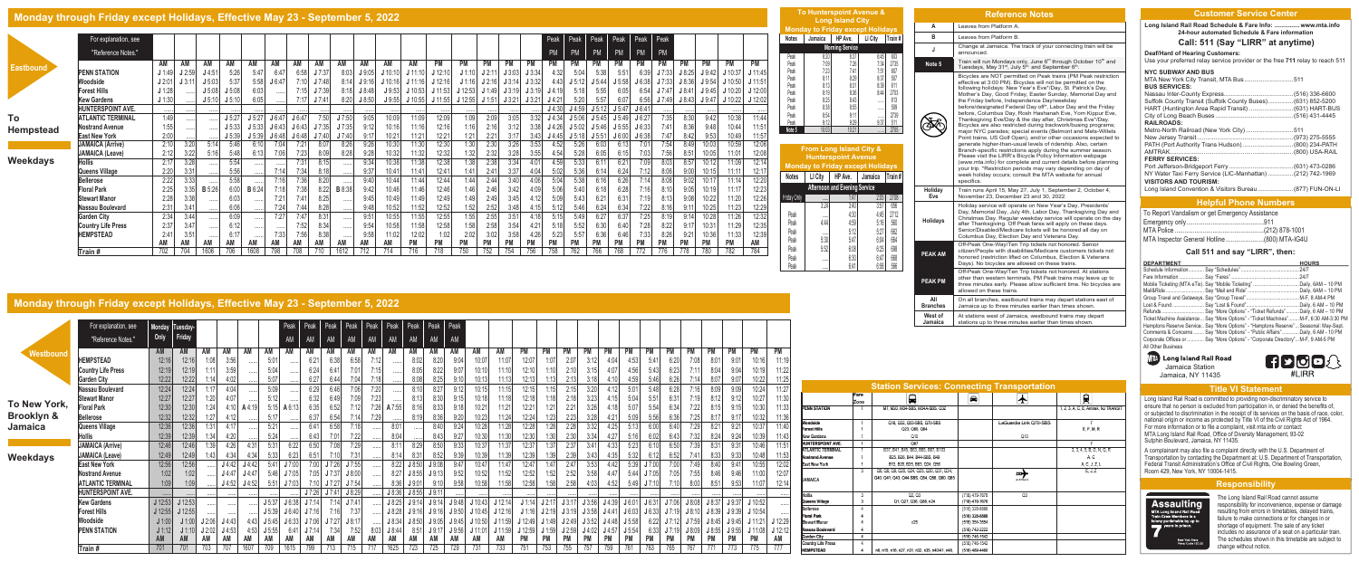# Monday through Friday except Holidays, Effective May 23 - September 5, 2022

## Eastbound — To Hempstead — Weekdays

| For explanation, see "Reference Notes." | | | | | | | | | | | | | | | | | | Peak | Peak | Peak | Peak | Peak | | | | | |
|---|---|---|---|---|---|---|---|---|---|---|---|---|---|---|---|---|---|---|---|---|---|---|---|---|---|---|---|
| | AM | AM | AM | AM | AM | AM | AM | AM | AM | AM | AM | AM | PM | PM | PM | PM | PM | PM | PM | PM | PM | PM | PM | PM | PM | PM | PM |
| **PENN STATION** | J 1:49 | J 2:59 | J 4:51 | 5:26 | 5:47 | 6:47 | 6:58 | J 7:37 | 8:03 | J 9:05 | J 10:10 | J 11:10 | J 12:10 | J 1:10 | J 2:11 | J 3:03 | J 3:34 | 4:32 | 5:04 | 5:38 | 5:51 | 6:39 | J 7:33 | J 8:25 | J 9:42 | J 10:37 | J 11:45 |
| Woodside | J 2:01 | J 3:11 | J 5:03 | 5:37 | 5:58 | J 6:47 | J 7:10 | J 7:48 | 8:14 | J 9:16 | J 10:16 | J 11:16 | J 12:16 | J 1:16 | J 2:16 | J 3:14 | J 3:46 | 4:43 | J 5:12 | J 5:44 | J 5:58 | J 6:38 | J 7:33 | J 8:36 | J 9:50 | J 10:50 | J 11:51 |
| Forest Hills | J 1:28 | ..... | J 5:08 | J 5:08 | 6:05 | ..... | 7:15 | J 7:39 | 8:18 | J 8:48 | J 9:53 | J 10:53 | J 11:53 | J 12:53 | J 1:49 | J 3:19 | J 3:19 | J 4:19 | 5:18 | 5:55 | 6:05 | 6:54 | J 7:47 | J 8:41 | J 9:45 | J 10:20 | J 12:00 |
| Kew Gardens | J 1:30 | ..... | J 5:10 | J 5:10 | 6:05 | ..... | 7:17 | J 7:41 | 8:20 | J 8:50 | J 9:55 | J 10:55 | J 11:55 | J 12:55 | J 1:51 | J 3:21 | J 3:21 | J 4:21 | 5:20 | 5:57 | 6:07 | 6:56 | J 7:49 | J 8:43 | J 9:47 | J 10:22 | J 12:02 |
| HUNTERSPOINT AVE. | ..... | ..... | ..... | ..... | ..... | ..... | ..... | ..... | ..... | ..... | ..... | ..... | ..... | ..... | ..... | ..... | ..... | J 4:30 | J 4:59 | J 5:12 | J 5:47 | J 6:41 | ..... | ..... | ..... | ..... | ..... |
| **ATLANTIC TERMINAL** | 1:49 | ..... | ..... | J 5:27 | J 5:27 | J 6:47 | J 6:47 | 7:50 | J 7:50 | 9:05 | 10:09 | 11:09 | 12:09 | 1:09 | 2:09 | 3:05 | 3:32 | J 4:34 | J 5:06 | J 5:45 | J 5:49 | J 6:27 | 7:35 | 8:30 | 9:42 | 10:38 | 11:44 |
| Nostrand Avenue | 1:55 | ..... | ..... | J 5:33 | J 5:33 | J 6:43 | J 6:53 | J 7:35 | J 7:35 | 9:12 | 10:16 | 11:16 | 12:16 | 1:16 | 2:16 | 3:12 | 3:38 | J 4:26 | J 5:02 | J 5:46 | J 5:55 | J 6:33 | 7:41 | 8:36 | 9:48 | 10:44 | 11:51 |
| East New York | 2:00 | ..... | ..... | J 5:39 | J 5:39 | J 6:48 | J 6:48 | J 7:40 | J 7:40 | 9:17 | 10:21 | 11:21 | 12:21 | 1:21 | 2:21 | 3:17 | 3:43 | J 4:45 | J 5:18 | J 5:51 | J 6:00 | J 6:38 | 7:47 | 8:42 | 9:53 | 10:49 | 11:57 |
| **JAMAICA (Arrive)** | 2:10 | 3:20 | 5:14 | 5:46 | 6:10 | 7:04 | 7:21 | 8:07 | 8:26 | 9:26 | 10:30 | 11:30 | 12:30 | 1:30 | 2:30 | 3:26 | 3:53 | 4:52 | 5:26 | 6:03 | 6:13 | 7:01 | 7:54 | 8:49 | 10:03 | 10:59 | 12:06 |
| **JAMAICA (Leave)** | 2:12 | 3:22 | 5:16 | 5:48 | 6:13 | 7:06 | 7:23 | 8:09 | 8:28 | 9:28 | 10:32 | 11:32 | 12:32 | 1:32 | 2:32 | 3:28 | 3:55 | 4:54 | 5:28 | 6:05 | 6:15 | 7:03 | 7:56 | 8:51 | 10:05 | 11:01 | 12:08 |
| Hollis | 2:17 | 3:28 | ..... | 5:54 | ..... | ..... | 7:31 | 8:15 | ..... | 9:34 | 10:38 | 11:38 | 12:38 | 1:38 | 2:38 | 3:34 | 4:01 | 4:59 | 5:33 | 6:11 | 6:21 | 7:09 | 8:03 | 8:57 | 10:12 | 11:09 | 12:14 |
| Queens Village | 2:20 | 3:31 | ..... | 5:56 | ..... | 7:14 | 7:34 | 8:18 | ..... | 9:37 | 10:41 | 11:41 | 12:41 | 1:41 | 2:41 | 3:37 | 4:04 | 5:02 | 5:36 | 6:14 | 6:24 | 7:12 | 8:06 | 9:00 | 10:15 | 11:11 | 12:17 |
| Bellerose | 2:22 | 3:33 | ..... | 5:58 | ..... | 7:16 | 7:36 | 8:20 | ..... | 9:40 | 10:44 | 11:44 | 12:44 | 1:44 | 2:44 | 3:40 | 4:06 | 5:04 | 5:38 | 6:16 | 6:26 | 7:14 | 8:08 | 9:02 | 10:17 | 11:14 | 12:20 |
| Floral Park | 2:25 | 3:35 | B 5:26 | 6:00 | B 6:24 | 7:18 | 7:38 | 8:22 | B 8:38 | 9:42 | 10:46 | 11:46 | 12:46 | 1:46 | 2:46 | 3:42 | 4:09 | 5:06 | 5:40 | 6:18 | 6:28 | 7:16 | 8:10 | 9:05 | 10:19 | 11:17 | 12:23 |
| Stewart Manor | 2:28 | 3:38 | ..... | 6:03 | ..... | 7:21 | 7:41 | 8:25 | ..... | 9:45 | 10:49 | 11:49 | 12:49 | 1:49 | 2:49 | 3:45 | 4:12 | 5:09 | 5:43 | 6:21 | 6:31 | 7:19 | 8:13 | 9:08 | 10:22 | 11:20 | 12:26 |
| Nassau Boulevard | 2:31 | 3:41 | ..... | 6:06 | ..... | 7:24 | 7:44 | 8:28 | ..... | 9:48 | 10:52 | 11:52 | 12:52 | 1:52 | 2:52 | 3:48 | 4:15 | 5:12 | 5:46 | 6:24 | 6:34 | 7:22 | 8:16 | 9:11 | 10:25 | 11:23 | 12:29 |
| Garden City | 2:34 | 3:44 | ..... | 6:09 | ..... | 7:27 | 7:47 | 8:31 | ..... | 9:51 | 10:55 | 11:55 | 12:55 | 1:55 | 2:55 | 3:51 | 4:18 | 5:15 | 5:49 | 6:27 | 6:37 | 7:25 | 8:19 | 9:14 | 10:28 | 11:26 | 12:32 |
| Country Life Press | 2:37 | 3:47 | ..... | 6:12 | ..... | ..... | 7:52 | 8:34 | ..... | 9:54 | 10:58 | 11:58 | 12:58 | 1:58 | 2:58 | 3:54 | 4:21 | 5:18 | 5:52 | 6:30 | 6:40 | 7:28 | 8:22 | 9:17 | 10:31 | 11:29 | 12:35 |
| **HEMPSTEAD** | 2:41 | 3:51 | ..... | 6:17 | ..... | 7:33 | 7:56 | 8:38 | ..... | 9:58 | 11:02 | 12:02 | 1:02 | 2:02 | 3:02 | 3:58 | 4:26 | 5:23 | 5:57 | 6:36 | 6:46 | 7:33 | 8:26 | 9:21 | 10:36 | 11:33 | 12:39 |
| | AM | AM | AM | AM | AM | AM | AM | AM | AM | AM | AM | AM | PM | PM | PM | PM | PM | PM | PM | PM | PM | PM | PM | PM | PM | PM | AM |
| **Train #** | 702 | 704 | 1606 | 706 | 1608 | 708 | 710 | 1612 | 712 | 714 | 716 | 718 | 750 | 752 | 754 | 756 | 758 | 760 | 762 | 766 | 768 | 772 | 776 | 778 | 780 | 782 | 784 |

## Westbound — To New York, Brooklyn & Jamaica — Weekdays

| For explanation, see "Reference Notes." | Monday Only | Tuesday-Friday | | | | | | | | | | | | | | | | | | | | | | | | | | | | |
|---|---|---|---|---|---|---|---|---|---|---|---|---|---|---|---|---|---|---|---|---|---|---|---|---|---|---|---|---|---|---|
| | AM | AM | AM | AM | AM | AM | AM | AM | AM | AM | AM | AM | AM | AM | AM | AM | AM | PM | PM | PM | PM | PM | PM | PM | PM | PM | PM | PM | PM | PM |
| **HEMPSTEAD** | 12:16 | 12:16 | 1:08 | 3:56 | ..... | 5:01 | ..... | 6:21 | 6:38 | 6:58 | 7:12 | ..... | 8:02 | 8:20 | 9:04 | 10:07 | 11:07 | 12:07 | 1:07 | 2:07 | 3:12 | 4:04 | 4:53 | 5:41 | 6:20 | 7:08 | 8:01 | 9:01 | 10:16 | 11:19 |
| Country Life Press | 12:19 | 12:19 | 1:11 | 3:59 | ..... | 5:04 | ..... | 6:24 | 6:41 | 7:01 | 7:15 | ..... | 8:05 | 8:22 | 9:07 | 10:10 | 11:10 | 12:10 | 1:10 | 2:10 | 3:15 | 4:07 | 4:56 | 5:43 | 6:23 | 7:11 | 8:04 | 9:04 | 10:19 | 11:22 |
| Garden City | 12:22 | 12:22 | 1:14 | 4:02 | ..... | 5:07 | ..... | 6:27 | 6:44 | 7:04 | 7:18 | ..... | 8:08 | 8:25 | 9:10 | 10:13 | 11:13 | 12:13 | 1:13 | 2:13 | 3:18 | 4:10 | 4:59 | 5:46 | 6:26 | 7:14 | 8:07 | 9:07 | 10:22 | 11:25 |
| Nassau Boulevard | 12:24 | 12:24 | 1:17 | 4:04 | ..... | 5:09 | ..... | 6:29 | 6:46 | 7:06 | 7:20 | ..... | 8:10 | 8:27 | 9:12 | 10:15 | 11:15 | 12:15 | 1:15 | 2:15 | 3:20 | 4:12 | 5:01 | 5:48 | 6:28 | 7:16 | 8:09 | 9:09 | 10:24 | 11:27 |
| Stewart Manor | 12:27 | 12:27 | 1:20 | 4:07 | ..... | 5:12 | ..... | 6:32 | 6:49 | 7:09 | 7:23 | ..... | 8:13 | 8:30 | 9:15 | 10:18 | 11:18 | 12:18 | 1:18 | 2:18 | 3:23 | 4:15 | 5:04 | 5:51 | 6:31 | 7:19 | 8:12 | 9:12 | 10:27 | 11:30 |
| Floral Park | 12:30 | 12:30 | 1:24 | 4:10 | A 4:19 | 5:15 | A 6:13 | 6:35 | 6:52 | 7:12 | 7:26 | A 7:55 | 8:16 | 8:33 | 9:18 | 10:21 | 11:21 | 12:21 | 1:21 | 2:21 | 3:26 | 4:18 | 5:07 | 5:54 | 6:34 | 7:22 | 8:15 | 9:15 | 10:30 | 11:33 |
| Bellerose | 12:32 | 12:32 | 1:27 | 4:12 | ..... | 5:17 | ..... | 6:37 | 6:54 | 7:14 | 7:28 | ..... | 8:19 | 8:36 | 9:20 | 10:23 | 11:23 | 12:23 | 1:23 | 2:23 | 3:28 | 4:21 | 5:09 | 5:56 | 6:36 | 7:25 | 8:17 | 9:17 | 10:32 | 11:36 |
| Queens Village | 12:36 | 12:36 | 1:31 | 4:17 | ..... | 5:21 | ..... | 6:41 | 6:58 | 7:18 | ..... | 8:01 | ..... | 8:40 | 9:24 | 10:28 | 11:28 | 12:28 | 1:28 | 2:28 | 3:32 | 4:25 | 5:13 | 6:00 | 6:40 | 7:29 | 8:21 | 9:21 | 10:37 | 11:40 |
| Hollis | 12:39 | 12:39 | 1:34 | 4:20 | ..... | 5:24 | ..... | 6:43 | 7:01 | 7:22 | ..... | 8:04 | ..... | 8:43 | 9:27 | 10:30 | 11:30 | 12:30 | 1:30 | 2:30 | 3:34 | 4:27 | 5:16 | 6:02 | 6:43 | 7:32 | 8:24 | 9:24 | 10:39 | 11:43 |
| **JAMAICA (Arrive)** | 12:46 | 12:46 | 1:39 | 4:26 | 4:31 | 5:31 | 6:23 | 6:50 | 7:08 | 7:29 | ..... | 8:11 | 8:29 | 8:50 | 9:33 | 10:37 | 11:37 | 12:37 | 1:37 | 2:37 | 3:41 | 4:33 | 5:23 | 6:10 | 6:50 | 7:39 | 8:31 | 9:31 | 10:46 | 11:51 |
| **JAMAICA (Leave)** | 12:49 | 12:49 | 1:43 | 4:34 | 4:34 | 5:33 | 6:23 | 6:51 | 7:10 | 7:31 | ..... | 8:14 | 8:31 | 8:52 | 9:36 | 10:39 | 11:39 | 12:39 | 1:39 | 2:39 | 3:43 | 4:35 | 5:25 | 6:12 | 6:52 | 7:41 | 8:33 | 9:33 | 10:48 | 11:53 |
| East New York | 12:56 | 12:56 | ..... | J 4:42 | J 4:42 | 5:41 | J 7:00 | 7:00 | J 7:26 | J 7:55 | ..... | 8:22 | J 8:50 | J 9:06 | 9:47 | 10:47 | 11:47 | 12:47 | 1:47 | 2:47 | 3:53 | 4:42 | 5:39 | J 7:00 | 7:00 | 7:49 | 8:40 | 9:41 | 10:55 | 12:02 |
| Nostrand Avenue | 1:02 | 1:02 | ..... | J 4:47 | J 4:47 | 5:46 | J 7:05 | 7:05 | J 7:37 | J 8:00 | ..... | 8:27 | J 8:55 | J 9:13 | 9:52 | 10:52 | 11:52 | 12:52 | 1:52 | 2:52 | 3:58 | 4:47 | 5:44 | J 7:05 | 7:05 | 7:55 | 8:46 | 9:46 | 11:00 | 12:07 |
| **ATLANTIC TERMINAL** | 1:09 | 1:09 | ..... | J 4:52 | J 4:52 | 5:51 | J 7:03 | 7:10 | J 7:27 | J 7:54 | ..... | 8:36 | J 9:01 | 9:10 | 9:58 | 10:58 | 11:58 | 12:58 | 1:58 | 2:58 | 4:03 | 4:52 | 5:49 | J 7:10 | 7:10 | 8:00 | 8:51 | 9:53 | 11:07 | 12:14 |
| HUNTERSPOINT AVE. | ..... | ..... | ..... | ..... | ..... | ..... | ..... | ..... | J 7:26 | J 7:41 | J 8:09 | ..... | J 8:55 | J 9:11 | ..... | ..... | ..... | ..... | ..... | ..... | ..... | ..... | ..... | ..... | ..... | ..... | ..... | ..... | ..... | ..... |
| Kew Gardens | J 12:53 | J 12:53 | ..... | ..... | ..... | J 5:37 | J 6:38 | J 7:14 | J 7:14 | J 7:41 | ..... | J 8:25 | J 9:16 | J 9:14 | J 9:48 | J 10:43 | J 11:43 | J 12:14 | J 1:14 | J 2:17 | J 3:17 | J 3:56 | J 4:39 | J 6:01 | J 6:31 | J 7:06 | J 8:08 | J 8:37 | J 9:37 | J 10:52 |
| Forest Hills | J 12:55 | J 12:55 | ..... | ..... | ..... | J 5:39 | J 6:40 | J 7:16 | J 7:16 | J 7:43 | ..... | J 8:28 | J 9:16 | J 9:16 | J 9:50 | J 10:45 | J 11:45 | J 12:16 | J 1:16 | J 2:19 | J 3:19 | J 3:58 | J 4:41 | J 6:03 | J 6:33 | J 7:08 | J 8:10 | J 8:39 | J 9:39 | J 10:54 |
| Woodside | J 1:00 | J 1:00 | J 2:06 | J 4:43 | 4:45 | J 5:45 | J 6:33 | J 7:06 | J 7:27 | J 8:17 | ..... | J 8:34 | J 8:50 | J 9:05 | J 9:45 | J 10:50 | J 11:50 | J 12:49 | J 1:49 | J 2:49 | J 3:52 | J 4:48 | J 5:58 | J 6:22 | J 7:12 | J 7:50 | J 8:45 | J 9:45 | J 11:21 | J 12:28 |
| **PENN STATION** | J 1:12 | J 1:10 | J 2:02 | 4:53 | 4:53 | J 5:55 | 6:41 | J 7:14 | 7:34 | 7:52 | 8:03 | J 8:44 | 8:51 | J 9:17 | J 9:56 | J 11:00 | J 11:59 | J 12:59 | J 1:59 | J 2:59 | J 4:02 | J 4:57 | J 5:54 | J 6:33 | J 7:19 | J 8:00 | J 8:55 | J 9:55 | J 11:21 | J 12:12 |
| | AM | AM | AM | AM | AM | AM | AM | AM | AM | AM | AM | AM | AM | AM | AM | AM | PM | PM | PM | PM | PM | PM | PM | PM | PM | PM | PM | PM | PM | AM |
| **Train #** | 701 | 701 | 703 | 707 | 1607 | 709 | 1615 | 799 | 713 | 715 | 717 | 1625 | 723 | 725 | 729 | 731 | 733 | 751 | 753 | 755 | 757 | 759 | 761 | 763 | 765 | 767 | 771 | 773 | 775 | 777 |

## To Hunterspoint Avenue & Long Island City — Monday to Friday except Holidays

| Notes | Jamaica | HP Ave | LI City | Train # |
|---|---|---|---|---|
| | **Morning Service** | | | |
| | AM | AM | AM | |
| Peak | 6:33 | 6:37 | 6:45 | 603 |
| Peak | 7:09 | 7:26 | 7:34 | 2705 |
| Peak | 7:23 | 7:41 | 7:47 | 607 |
| Peak | 8:11 | 8:29 | 8:37 | 567 |
| Peak | 8:17 | 8:31 | 8:39 | 611 |
| Peak | 8:19 | 8:36 | 8:44 | 2703 |
| Peak | 8:25 | 8:43 | ..... | 613 |
| Peak | 8:38 | 8:55 | ..... | 589 |
| Peak | 8:54 | 9:11 | ..... | 2739 |
| Peak | 9:17 | 9:29 | 9:38 | 511 |
| Note 5 | 10:03 | 10:21 | ..... | 2765 |

## From Long Island City & Hunterspoint Avenue — Monday to Friday except Holidays

| Notes | LI City | HP Ave | Jamaica | Train # |
|---|---|---|---|---|
| | **Afternoon and Evening Service** | | | |
| | PM | PM | PM | |
| Friday Only | ..... | 1:47 | 2:05 | 2708 |
| | 3:24 | 3:40 | 3:57 | 656 |
| Peak | ..... | 4:30 | 4:45 | 2712 |
| Peak | 4:44 | 4:59 | 5:16 | 560 |
| Peak | ..... | 5:12 | 5:27 | 662 |
| Peak | 5:30 | 5:47 | 6:04 | 664 |
| Peak | 5:52 | 6:08 | 6:25 | 668 |
| Peak | ..... | 6:30 | 6:47 | 668 |
| Peak | ..... | 6:41 | 6:55 | 566 |

## Reference Notes

| | |
|---|---|
| **A** | Leaves from Platform A. |
| **B** | Leaves from Platform B. |
| **J** | Change at Jamaica. The track of your connecting train will be announced. |
| **Note 5** | Train will run Mondays only, June 6th through October 10th and Tuesdays, May 31st, July 5th and September 6th. |
| (Bicycle) | Bicycles are NOT permitted on Peak trains (PM Peak restriction effective at 3:00 PM). Bicycles will not be permitted on the following holidays: New Year's Eve/Day, St. Patrick's Day, Mother's Day, Good Friday, Easter Sunday, Memorial Day and the Friday before, Independence Day/weekday before/designated Federal Day off*, Labor Day and the Friday before, Columbus Day, Rosh Hashanah Eve, Yom Kippur Eve, Thanksgiving Eve/Day & the day after, Christmas Eve*/Day. Bicycles are also restricted during trackwork/busing programs; major NYC parades; special events (Belmont and Mets-Willets Point trains, US Golf Open), and/or other occasions expected to generate higher-than-usual levels of ridership. Also, certain Branch-specific restrictions apply during the summer season. Please visit the LIRR's Bicycle Policy Information webpage (www.mta.info) for complete and current details before planning your trip. *Restriction periods may vary depending on day of week holiday occurs; consult the MTA website for annual specifics. |
| **Holiday Eve** | Train runs April 15, May 27, July 1, September 2, October 4, November 23, December 23 and 30, 2022. |
| **Holidays** | Holiday service will operate on New Year's Day, Presidents' Day, Memorial Day, July 4th, Labor Day, Thanksgiving Day and Christmas Day. Regular weekday service will operate on the day after Thanksgiving. Off Peak fares will apply on these days. Senior/Disabled/Medicare tickets will be honored all day on Columbus Day, Election Day and Veterans Day. |
| **PEAK AM** | Off-Peak One-Way/Ten Trip tickets not honored. Senior citizen/People with disabilities/Medicare customers tickets not honored (restriction lifted on Columbus, Election & Veterans Days). No bicycles are allowed on these trains. |
| **PEAK PM** | Off-Peak One-Way/Ten Trip tickets not honored. At stations other than western terminals, PM Peak trains may leave up to three minutes early. Please allow sufficient time. No bicycles are allowed on these trains. |
| **All Branches** | On all branches, eastbound trains may depart stations east of Jamaica up to three minutes earlier than times shown. |
| **West of Jamaica** | At stations west of Jamaica, westbound trains may depart stations up to three minutes earlier than times shown. |

## Customer Service Center

**Long Island Rail Road Schedule & Fare Info:** ................ www.mta.info
24-hour automated Schedule & Fare information

**Call: 511 (Say "LIRR" at anytime)**

**Deaf/Hard of Hearing Customers:**
Use your preferred relay service provider or the free 711 relay to reach 511

**NYC SUBWAY AND BUS**
MTA New York City Transit, MTA Bus............................511

**BUS SERVICES:**
Nassau Inter-County Express.................................(516) 336-6600
Suffolk County Transit (Suffolk County Buses).........(631) 852-5200
HART (Huntington Area Rapid Transit)....................(631) 427-8285
City of Long Beach Buses.........................................(516) 431-4445

**RAILROADS:**
Metro-North Railroad (New York City)........................511
New Jersey Transit....................................................(973) 275-5555
PATH (Port Authority Trans Hudson).........................(800) 234-PATH
AMTRAK.....................................................................(800) USA-RAIL

**FERRY SERVICES:**
Port Jefferson-Bridgeport Ferry.................................(631) 473-0286
NY Water Taxi Ferry Service (LIC–Manhattan)..........(212) 742-1969

**VISITORS AND TOURISM:**
Long Island Convention & Visitors Bureau..................(877) FUN-ON-LI

## Helpful Phone Numbers

To Report Vandalism or get Emergency Assistance
Emergency only.............................................................911
MTA Police.............................................................(212) 878-1001
MTA Inspector General Hotline.....................................(800) MTA-IG4U

**Call 511 and say "LIRR", then:**

| DEPARTMENT | | HOURS |
|---|---|---|
| Schedule Information | Say "Schedules" | 24/7 |
| Fare Information | Say "Fares" | 24/7 |
| Mobile Ticketing (MTA eTix) | Say "Mobile Ticketing" | Daily, 6AM – 10PM |
| Mail&Ride | Say "Mail and Ride" | Daily, 6AM – 10PM |
| Group Travel and Getaways | Say "Group Travel" | M–F, 8 AM-4 PM |
| Lost & Found | Say "Lost & Found" | Daily, 6 AM – 10 PM |
| Refunds | Say "More Options" - "Ticket Refunds" | Daily, 6 AM – 10 PM |
| Ticket Machine Assistance | Say "More Options" - "Ticket Machines" | M–F, 6:30 AM-3:30 PM |
| Hamptons Reserve Service | Say "More Options" - "Hamptons Reserve" | Seasonal; May-Sept. |
| Comments & Concerns | Say "More Options" - "Public Affairs" | Daily, 6 AM – 10 PM |
| Corporate Offices or | Say "More Options" - "Corporate Directory" | M–F, 9 AM-5 PM |
| All Other Business | | |

Long Island Rail Road
Jamaica Station
Jamaica, NY 11435

#LIRR

## Station Services: Connecting Transportation

| | Fare Zone | Bus | Taxi | Airport | Subway |
|---|---|---|---|---|---|
| **PENN STATION** | 1 | M7, M20, M34-SBS, M34A-SBS, Q32 | | | 1, 2, 3, A, C, E, Amtrak, NJ TRANSIT |
| Woodside | 1 | Q18, Q32, Q33-SBS, Q70-SBS, Q23, Q60, Q64 | | LaGuardia Link Q70-SBS | 7 |
| Forest Hills | 1 | | | | E, F, M, R |
| Kew Gardens | 1 | Q10 | | Q10 | |
| HUNTERSPOINT AVE. | 1 | Q67 | | | 7 |
| ATLANTIC TERMINAL | 1 | B37, B41, B45, B63, B65, B67, B103 | | | 2, 3, 4, 5, B, D, N, Q, R |
| Nostrand Avenue | 1 | B25, B26, B44, B44-SBS, B49 | | | A, C |
| East New York | 1 | B12, B20, B83, B82, Q24, Q56 | | | A, C, J, Z, L |
| JAMAICA | 3 | Q6, Q8, Q9, Q20, Q24, Q25, Q30, Q31, Q34, Q40, Q41, Q43, Q44-SBS, Q54, Q56, Q60, Q65 | | AirTrain | E, J, Z |
| Hollis | 3 | Q2, Q3 | (718) 479-7676 | Q3 | |
| Queens Village | 3 | Q1, Q27, Q36, Q88, n24 | (718) 479-7676 | | |
| Bellerose | 4 | | (516) 326-8888 | | |
| Floral Park | 4 | | (516) 326-8888 | | |
| Stewart Manor | 4 | n25 | (516) 354-3354 | | |
| Nassau Boulevard | 4 | | (516) 742-2222 | | |
| Garden City | 4 | | (516) 746-1542 | | |
| Country Life Press | 4 | | (516) 746-1542 | | |
| HEMPSTEAD | 4 | n6, n15, n16, n27, n31, n32, n35, n40/41, n48 | (516) 489-4448 | | |

## Title VI Statement

Long Island Rail Road is committed to providing non-discriminatory service to ensure that no person is excluded from participation in, or denied the benefits of, or subjected to discrimination in the receipt of its services on the basis of race, color, national origin or income as protected by Title VI of the Civil Rights Act of 1964. For more information or to file a complaint, visit mta.info or contact: MTA Long Island Rail Road, Office of Diversity Management, 93-02 Sutphin Boulevard, Jamaica, NY 11435.

A complainant may also file a complaint directly with the U.S. Department of Transportation by contacting the Department at: U.S. Department of Transportation, Federal Transit Administration's Office of Civil Rights, One Bowling Green, Room 429, New York, NY 10004-1415.

## Responsibility

**Assaulting** MTA Long Island Rail Road Train Crew Members is a felony punishable by up to 7 years in prison. New York State Penal Code 120.05

The Long Island Rail Road cannot assume responsibility for inconvenience, expense or damage resulting from errors in timetables, delayed trains, failure to make connections or for changes in or shortage of equipment. The sale of any ticket includes no assurance of a seat on a particular train. The schedules shown in this timetable are subject to change without notice.